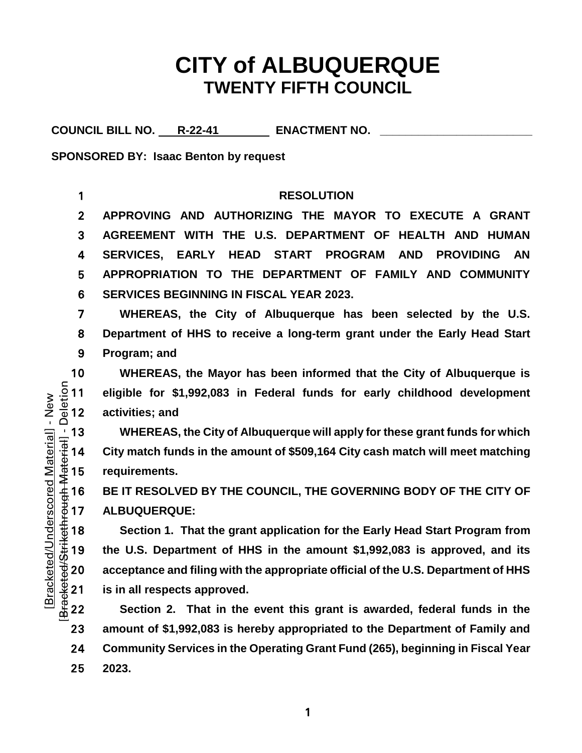# CITY of ALBUQUERQUE
## TWENTY FIFTH COUNCIL

**COUNCIL BILL NO. R-22-41 ENACTMENT NO. ________________________**

**SPONSORED BY: Isaac Benton by request**

**RESOLUTION**

**APPROVING AND AUTHORIZING THE MAYOR TO EXECUTE A GRANT AGREEMENT WITH THE U.S. DEPARTMENT OF HEALTH AND HUMAN SERVICES, EARLY HEAD START PROGRAM AND PROVIDING AN APPROPRIATION TO THE DEPARTMENT OF FAMILY AND COMMUNITY SERVICES BEGINNING IN FISCAL YEAR 2023.**

**WHEREAS, the City of Albuquerque has been selected by the U.S. Department of HHS to receive a long-term grant under the Early Head Start Program; and**

**WHEREAS, the Mayor has been informed that the City of Albuquerque is eligible for $1,992,083 in Federal funds for early childhood development activities; and**

**WHEREAS, the City of Albuquerque will apply for these grant funds for which City match funds in the amount of $509,164 City cash match will meet matching requirements.**

**BE IT RESOLVED BY THE COUNCIL, THE GOVERNING BODY OF THE CITY OF ALBUQUERQUE:**

**Section 1. That the grant application for the Early Head Start Program from the U.S. Department of HHS in the amount $1,992,083 is approved, and its acceptance and filing with the appropriate official of the U.S. Department of HHS is in all respects approved.**

**Section 2. That in the event this grant is awarded, federal funds in the amount of $1,992,083 is hereby appropriated to the Department of Family and Community Services in the Operating Grant Fund (265), beginning in Fiscal Year 2023.**

[Bracketed/Underscored Material] - New
[Bracketed/Strikethrough Material] - Deletion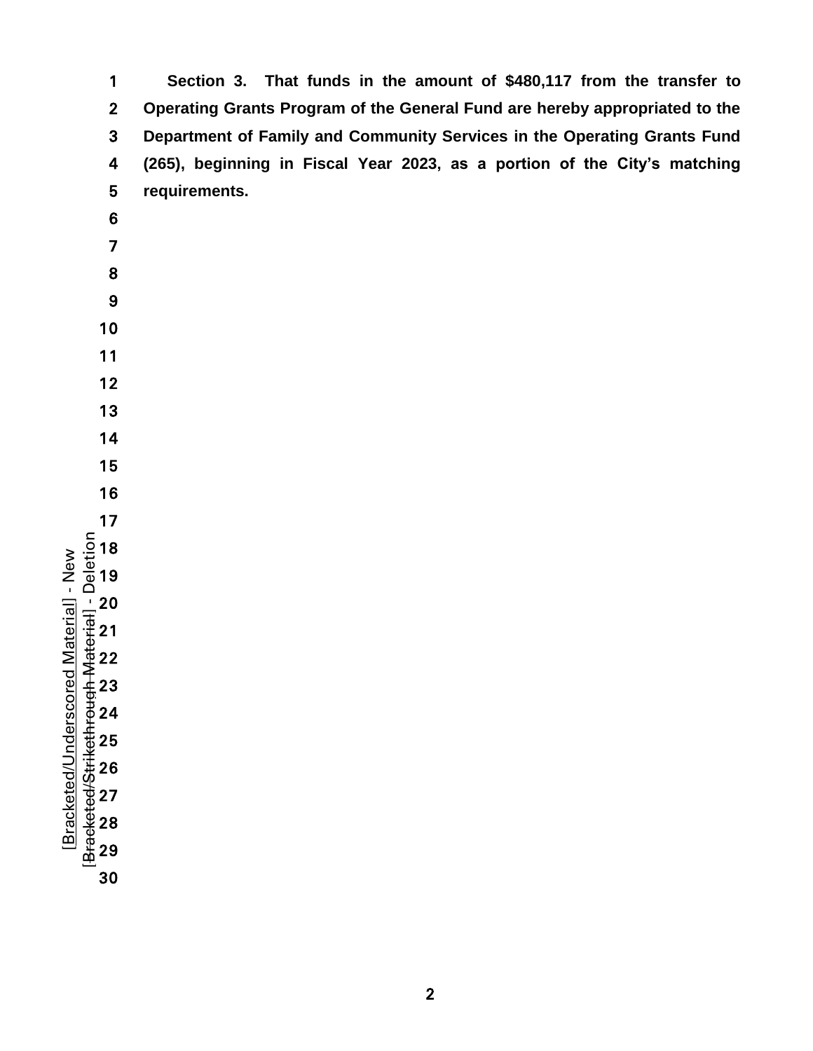**Section 3. That funds in the amount of $480,117 from the transfer to Operating Grants Program of the General Fund are hereby appropriated to the Department of Family and Community Services in the Operating Grants Fund (265), beginning in Fiscal Year 2023, as a portion of the City's matching requirements.**

[Bracketed/Underscored Material] - New
[Bracketed/Strikethrough Material] - Deletion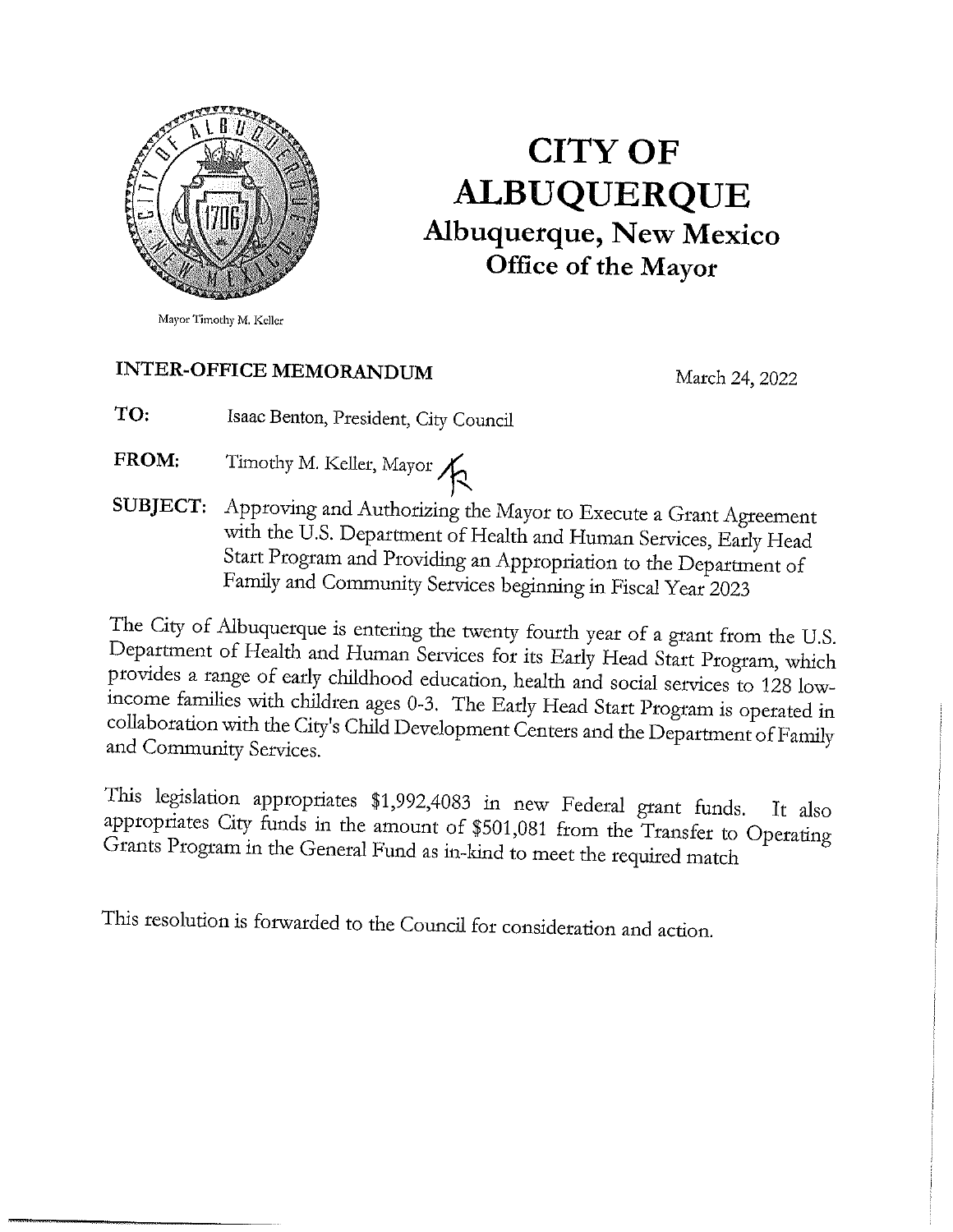# CITY OF ALBUQUERQUE

**Albuquerque, New Mexico**

**Office of the Mayor**

Mayor Timothy M. Keller

**INTER-OFFICE MEMORANDUM**

March 24, 2022

**TO:** Isaac Benton, President, City Council

**FROM:** Timothy M. Keller, Mayor

**SUBJECT:** Approving and Authorizing the Mayor to Execute a Grant Agreement with the U.S. Department of Health and Human Services, Early Head Start Program and Providing an Appropriation to the Department of Family and Community Services beginning in Fiscal Year 2023

The City of Albuquerque is entering the twenty fourth year of a grant from the U.S. Department of Health and Human Services for its Early Head Start Program, which provides a range of early childhood education, health and social services to 128 low-income families with children ages 0-3. The Early Head Start Program is operated in collaboration with the City's Child Development Centers and the Department of Family and Community Services.

This legislation appropriates $1,992,4083 in new Federal grant funds. It also appropriates City funds in the amount of $501,081 from the Transfer to Operating Grants Program in the General Fund as in-kind to meet the required match

This resolution is forwarded to the Council for consideration and action.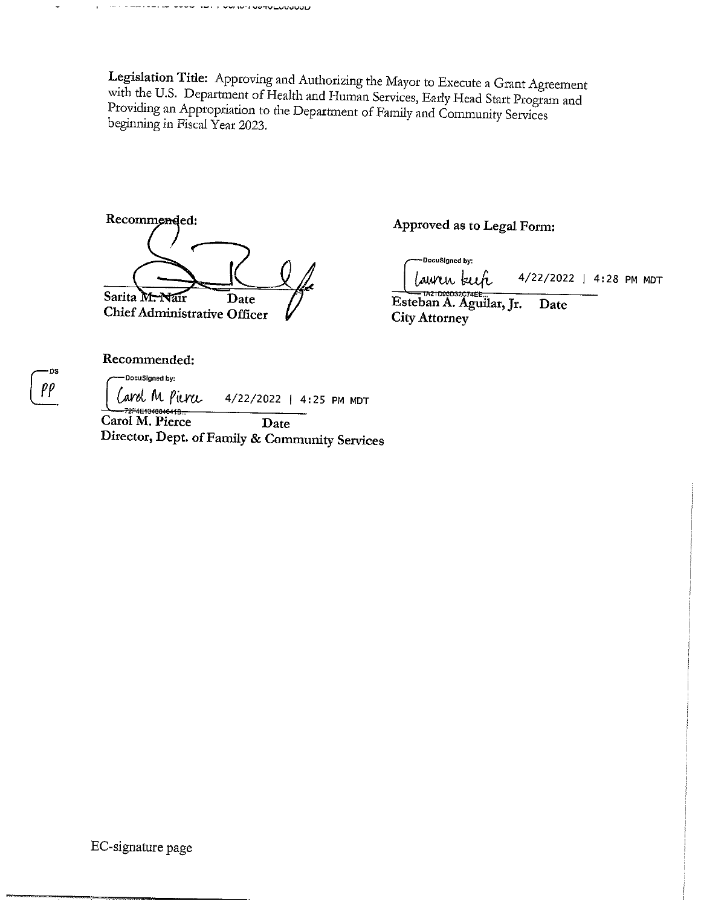**Legislation Title:** Approving and Authorizing the Mayor to Execute a Grant Agreement with the U.S. Department of Health and Human Services, Early Head Start Program and Providing an Appropriation to the Department of Family and Community Services beginning in Fiscal Year 2023.

**Recommended:**

Sarita M. Nair Date
**Chief Administrative Officer**

**Approved as to Legal Form:**

DocuSigned by:
Lauren Keefe 4/22/2022 | 4:28 PM MDT
1A21D96D32C74EE...
**Esteban A. Aguilar, Jr. Date**
**City Attorney**

**Recommended:**

DS
PP

DocuSigned by:
Carol M Pierce 4/22/2022 | 4:25 PM MDT
72F4E13400464​1B...
Carol M. Pierce Date
**Director, Dept. of Family & Community Services**

EC-signature page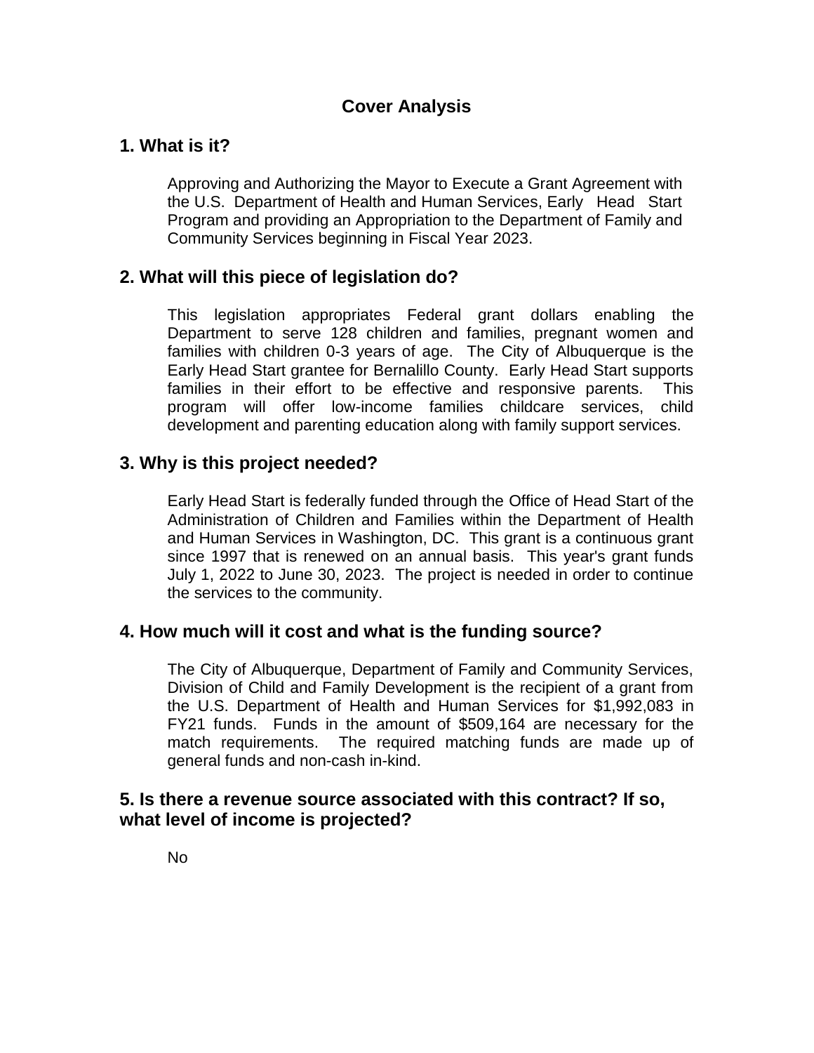# Cover Analysis

## 1. What is it?

Approving and Authorizing the Mayor to Execute a Grant Agreement with the U.S. Department of Health and Human Services, Early Head Start Program and providing an Appropriation to the Department of Family and Community Services beginning in Fiscal Year 2023.

## 2. What will this piece of legislation do?

This legislation appropriates Federal grant dollars enabling the Department to serve 128 children and families, pregnant women and families with children 0-3 years of age. The City of Albuquerque is the Early Head Start grantee for Bernalillo County. Early Head Start supports families in their effort to be effective and responsive parents. This program will offer low-income families childcare services, child development and parenting education along with family support services.

## 3. Why is this project needed?

Early Head Start is federally funded through the Office of Head Start of the Administration of Children and Families within the Department of Health and Human Services in Washington, DC. This grant is a continuous grant since 1997 that is renewed on an annual basis. This year's grant funds July 1, 2022 to June 30, 2023. The project is needed in order to continue the services to the community.

## 4. How much will it cost and what is the funding source?

The City of Albuquerque, Department of Family and Community Services, Division of Child and Family Development is the recipient of a grant from the U.S. Department of Health and Human Services for $1,992,083 in FY21 funds. Funds in the amount of $509,164 are necessary for the match requirements. The required matching funds are made up of general funds and non-cash in-kind.

## 5. Is there a revenue source associated with this contract? If so, what level of income is projected?

No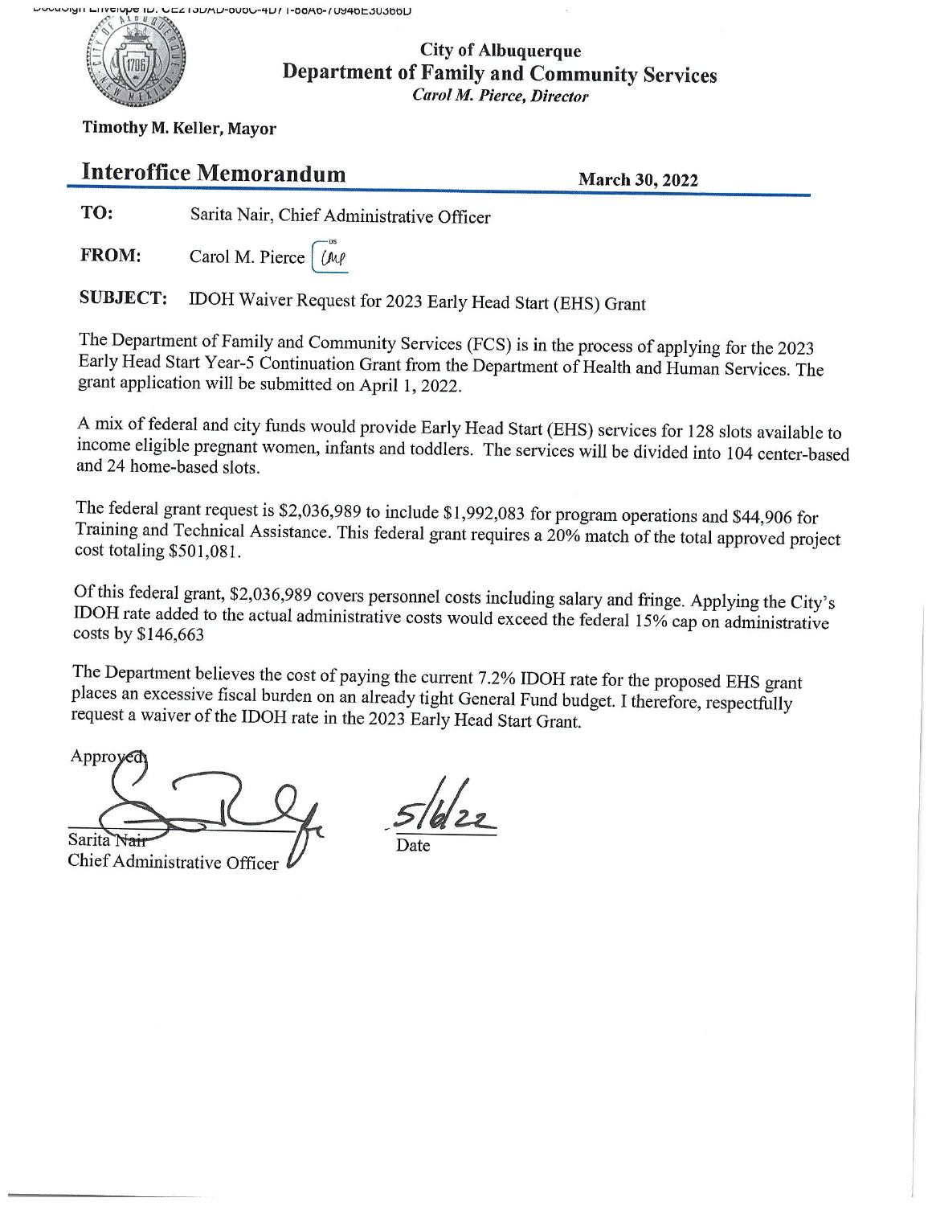City of Albuquerque

**Department of Family and Community Services**

*Carol M. Pierce, Director*

**Timothy M. Keller, Mayor**

## Interoffice Memorandum

**March 30, 2022**

**TO:** Sarita Nair, Chief Administrative Officer

**FROM:** Carol M. Pierce

**SUBJECT:** IDOH Waiver Request for 2023 Early Head Start (EHS) Grant

The Department of Family and Community Services (FCS) is in the process of applying for the 2023 Early Head Start Year-5 Continuation Grant from the Department of Health and Human Services. The grant application will be submitted on April 1, 2022.

A mix of federal and city funds would provide Early Head Start (EHS) services for 128 slots available to income eligible pregnant women, infants and toddlers. The services will be divided into 104 center-based and 24 home-based slots.

The federal grant request is $2,036,989 to include $1,992,083 for program operations and $44,906 for Training and Technical Assistance. This federal grant requires a 20% match of the total approved project cost totaling $501,081.

Of this federal grant, $2,036,989 covers personnel costs including salary and fringe. Applying the City's IDOH rate added to the actual administrative costs would exceed the federal 15% cap on administrative costs by $146,663

The Department believes the cost of paying the current 7.2% IDOH rate for the proposed EHS grant places an excessive fiscal burden on an already tight General Fund budget. I therefore, respectfully request a waiver of the IDOH rate in the 2023 Early Head Start Grant.

Approved:

Sarita Nair
Chief Administrative Officer

5/6/22
Date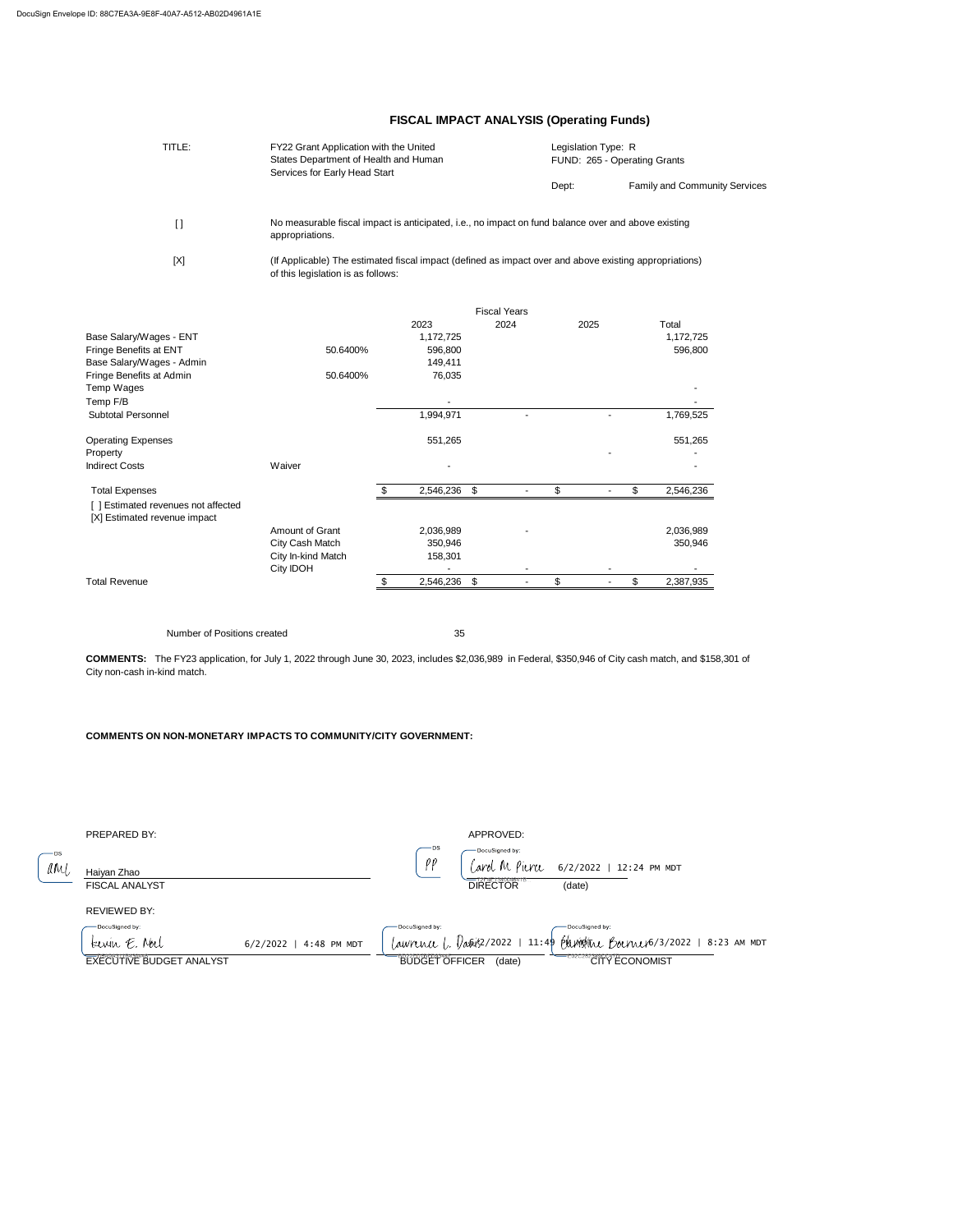# FISCAL IMPACT ANALYSIS (Operating Funds)

| | | | |
|---|---|---|---|
| TITLE: | FY22 Grant Application with the United States Department of Health and Human Services for Early Head Start | Legislation Type: R<br>FUND: 265 - Operating Grants | |
| | | Dept: | Family and Community Services |

[] No measurable fiscal impact is anticipated, i.e., no impact on fund balance over and above existing appropriations.

[X] (If Applicable) The estimated fiscal impact (defined as impact over and above existing appropriations) of this legislation is as follows:

| | | Fiscal Years 2023 | 2024 | 2025 | Total |
|---|---|---|---|---|---|
| Base Salary/Wages - ENT | | 1,172,725 | | | 1,172,725 |
| Fringe Benefits at ENT | 50.6400% | 596,800 | | | 596,800 |
| Base Salary/Wages - Admin | | 149,411 | | | |
| Fringe Benefits at Admin | 50.6400% | 76,035 | | | |
| Temp Wages | | | | | - |
| Temp F/B | | - | | | - |
| Subtotal Personnel | | 1,994,971 | - | - | 1,769,525 |
| Operating Expenses | | 551,265 | | | 551,265 |
| Property | | | | - | - |
| Indirect Costs | Waiver | - | | | - |
| Total Expenses | | $ 2,546,236 | $ - | $ - | $ 2,546,236 |
| [ ] Estimated revenues not affected | | | | | |
| [X] Estimated revenue impact | | | | | |
| | Amount of Grant | 2,036,989 | - | | 2,036,989 |
| | City Cash Match | 350,946 | | | 350,946 |
| | City In-kind Match | 158,301 | | | |
| | City IDOH | - | - | - | - |
| Total Revenue | | $ 2,546,236 | $ - | $ - | $ 2,387,935 |

Number of Positions created 35

**COMMENTS:** The FY23 application, for July 1, 2022 through June 30, 2023, includes $2,036,989 in Federal, $350,946 of City cash match, and $158,301 of City non-cash in-kind match.

**COMMENTS ON NON-MONETARY IMPACTS TO COMMUNITY/CITY GOVERNMENT:**

PREPARED BY:

Haiyan Zhao
FISCAL ANALYST

APPROVED:

Carol M Pierce 6/2/2022 | 12:24 PM MDT
DIRECTOR (date)

REVIEWED BY:

Kevin E. Noel 6/2/2022 | 4:48 PM MDT
EXECUTIVE BUDGET ANALYST

Lawrence L. Davis 6/2/2022 | 11:49 PM MDT
BUDGET OFFICER (date)

Christine Boerner 6/3/2022 | 8:23 AM MDT
CITY ECONOMIST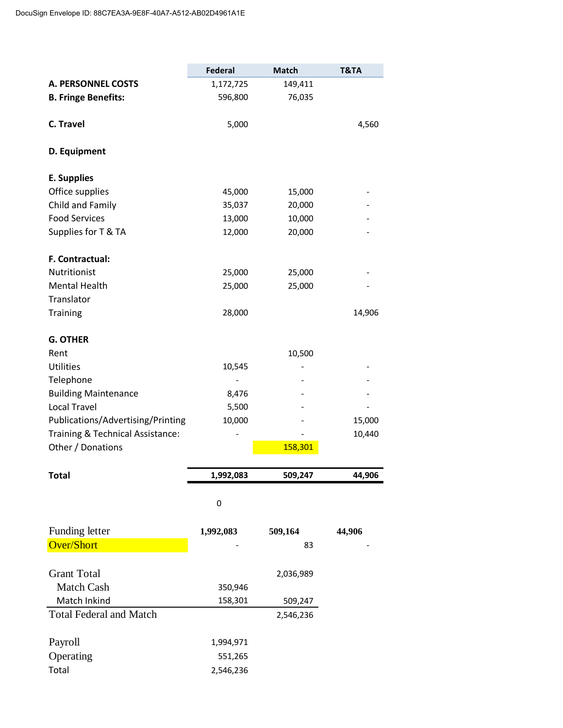| | Federal | Match | T&TA |
|---|---|---|---|
| **A. PERSONNEL COSTS** | 1,172,725 | 149,411 | |
| **B. Fringe Benefits:** | 596,800 | 76,035 | |
| | | | |
| **C. Travel** | 5,000 | | 4,560 |
| | | | |
| **D. Equipment** | | | |
| | | | |
| **E. Supplies** | | | |
| Office supplies | 45,000 | 15,000 | - |
| Child and Family | 35,037 | 20,000 | - |
| Food Services | 13,000 | 10,000 | - |
| Supplies for T & TA | 12,000 | 20,000 | - |
| | | | |
| **F. Contractual:** | | | |
| Nutritionist | 25,000 | 25,000 | - |
| Mental Health | 25,000 | 25,000 | - |
| Translator | | | |
| Training | 28,000 | | 14,906 |
| | | | |
| **G. OTHER** | | | |
| Rent | | 10,500 | |
| Utilities | 10,545 | - | - |
| Telephone | - | - | - |
| Building Maintenance | 8,476 | - | - |
| Local Travel | 5,500 | - | - |
| Publications/Advertising/Printing | 10,000 | - | 15,000 |
| Training & Technical Assistance: | - | - | 10,440 |
| Other / Donations | | 158,301 | |
| | | | |
| **Total** | **1,992,083** | **509,247** | **44,906** |

0

| | | | |
|---|---|---|---|
| Funding letter | **1,992,083** | **509,164** | **44,906** |
| Over/Short | - | 83 | - |
| | | | |
| Grant Total | | 2,036,989 | |
| Match Cash | 350,946 | | |
| Match Inkind | 158,301 | 509,247 | |
| Total Federal and Match | | 2,546,236 | |
| | | | |
| Payroll | 1,994,971 | | |
| Operating | 551,265 | | |
| Total | 2,546,236 | | |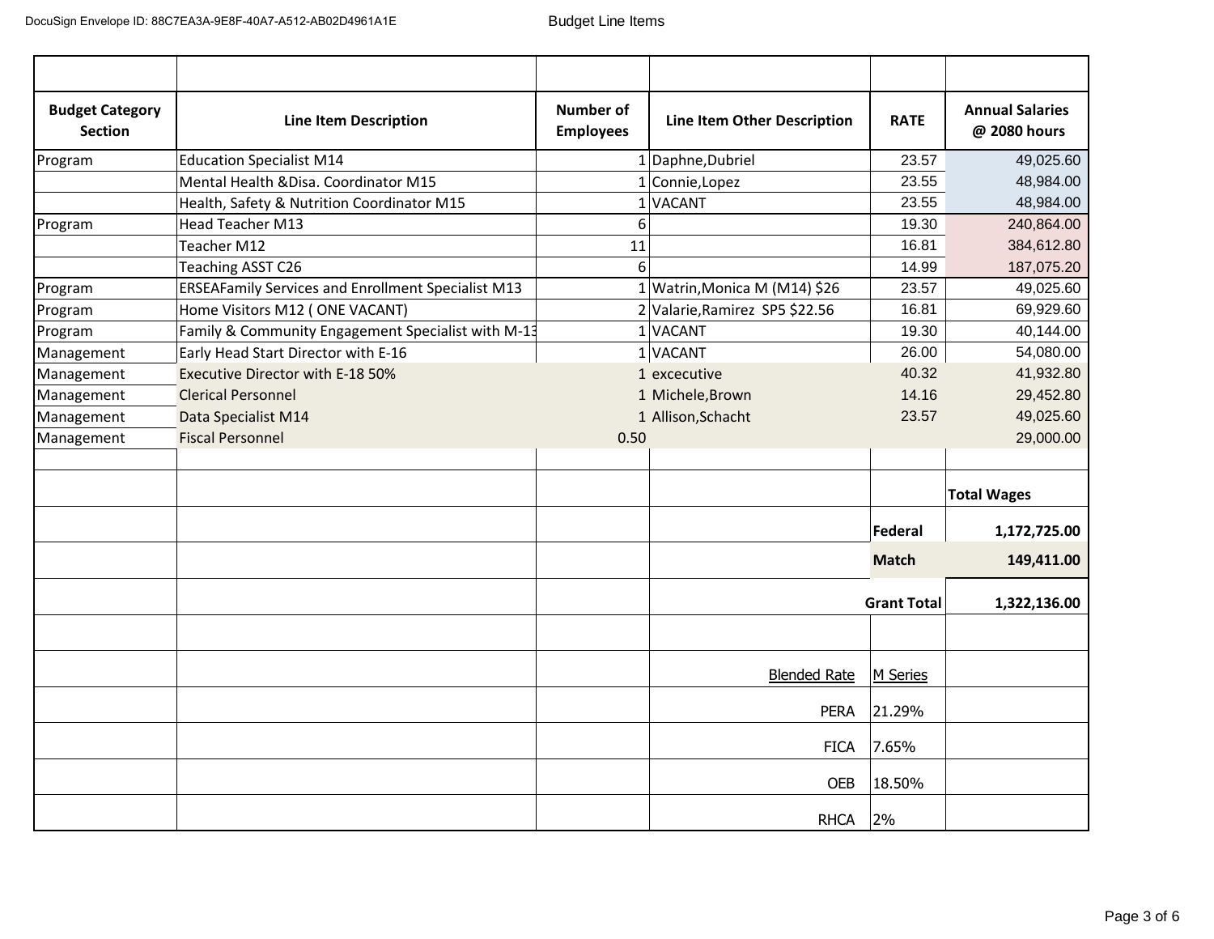# Budget Line Items

| Budget Category Section | Line Item Description | Number of Employees | Line Item Other Description | RATE | Annual Salaries @ 2080 hours |
|---|---|---|---|---|---|
| Program | Education Specialist M14 | 1 | Daphne,Dubriel | 23.57 | 49,025.60 |
| | Mental Health &Disa. Coordinator M15 | 1 | Connie,Lopez | 23.55 | 48,984.00 |
| | Health, Safety & Nutrition Coordinator M15 | 1 | VACANT | 23.55 | 48,984.00 |
| Program | Head Teacher M13 | 6 | | 19.30 | 240,864.00 |
| | Teacher M12 | 11 | | 16.81 | 384,612.80 |
| | Teaching ASST C26 | 6 | | 14.99 | 187,075.20 |
| Program | ERSEAFamily Services and Enrollment Specialist M13 | 1 | Watrin,Monica M (M14) $26 | 23.57 | 49,025.60 |
| Program | Home Visitors M12 ( ONE VACANT) | 2 | Valarie,Ramirez SP5 $22.56 | 16.81 | 69,929.60 |
| Program | Family & Community Engagement Specialist with M-13 | 1 | VACANT | 19.30 | 40,144.00 |
| Management | Early Head Start Director with E-16 | 1 | VACANT | 26.00 | 54,080.00 |
| Management | Executive Director with E-18 50% | 1 | excecutive | 40.32 | 41,932.80 |
| Management | Clerical Personnel | 1 | Michele,Brown | 14.16 | 29,452.80 |
| Management | Data Specialist M14 | 1 | Allison,Schacht | 23.57 | 49,025.60 |
| Management | Fiscal Personnel | 0.50 | | | 29,000.00 |
| | | | | | |
| | | | | | **Total Wages** |
| | | | | **Federal** | **1,172,725.00** |
| | | | | **Match** | **149,411.00** |
| | | | | **Grant Total** | **1,322,136.00** |
| | | | | | |
| | | | Blended Rate | M Series | |
| | | | PERA | 21.29% | |
| | | | FICA | 7.65% | |
| | | | OEB | 18.50% | |
| | | | RHCA | 2% | |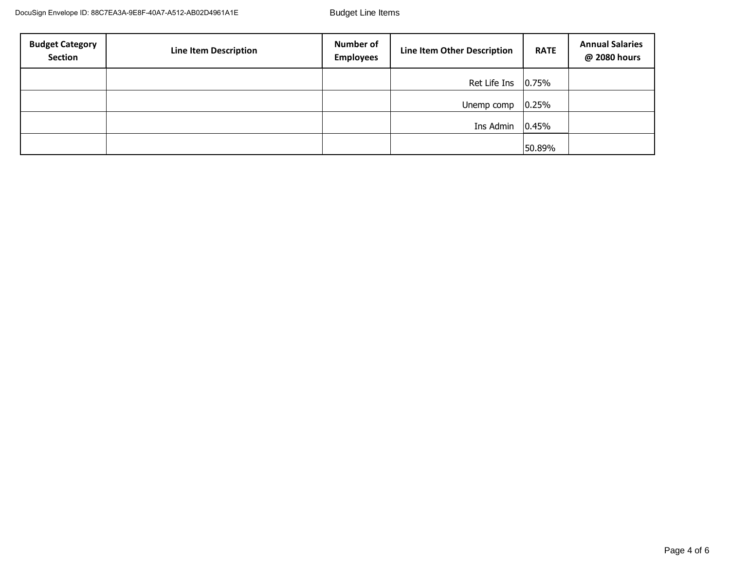| Budget Category Section | Line Item Description | Number of Employees | Line Item Other Description | RATE | Annual Salaries @ 2080 hours |
|---|---|---|---|---|---|
| | | | Ret Life Ins | 0.75% | |
| | | | Unemp comp | 0.25% | |
| | | | Ins Admin | 0.45% | |
| | | | | 50.89% | |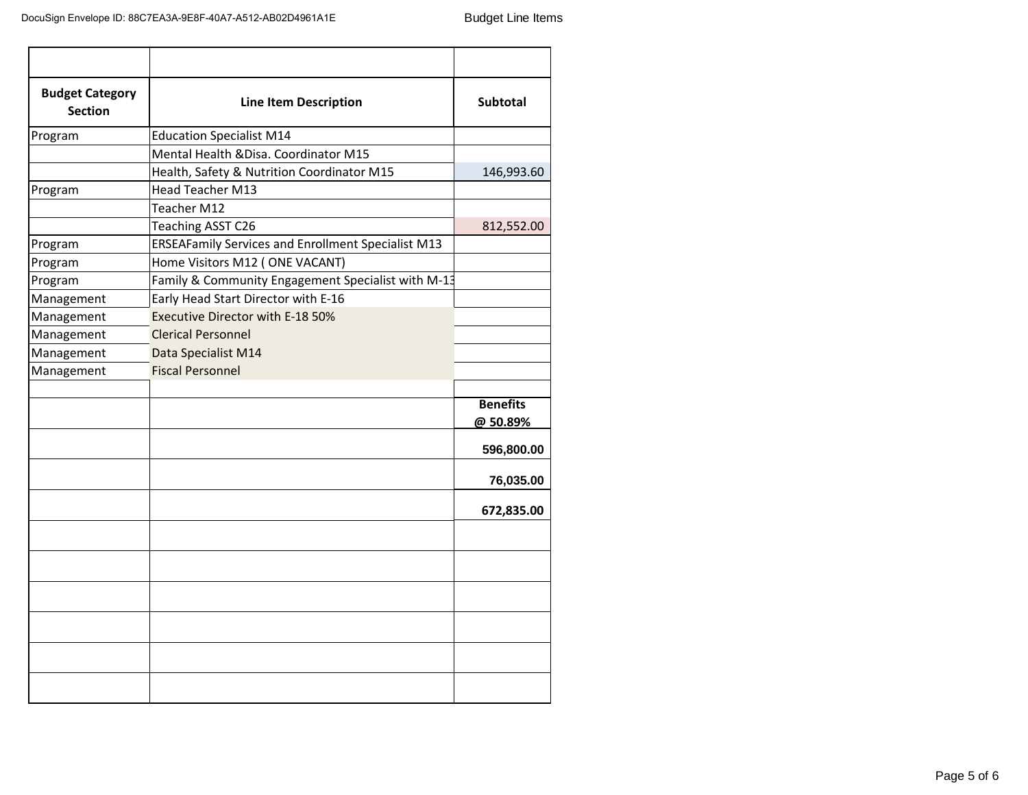| Budget Category Section | Line Item Description | Subtotal |
|---|---|---|
| Program | Education Specialist M14 | |
| | Mental Health &Disa. Coordinator M15 | |
| | Health, Safety & Nutrition Coordinator M15 | 146,993.60 |
| Program | Head Teacher M13 | |
| | Teacher M12 | |
| | Teaching ASST C26 | 812,552.00 |
| Program | ERSEAFamily Services and Enrollment Specialist M13 | |
| Program | Home Visitors M12 ( ONE VACANT) | |
| Program | Family & Community Engagement Specialist with M-13 | |
| Management | Early Head Start Director with E-16 | |
| Management | Executive Director with E-18 50% | |
| Management | Clerical Personnel | |
| Management | Data Specialist M14 | |
| Management | Fiscal Personnel | |
| | | |
| | | **Benefits @ 50.89%** |
| | | **596,800.00** |
| | | **76,035.00** |
| | | **672,835.00** |
| | | |
| | | |
| | | |
| | | |
| | | |
| | | |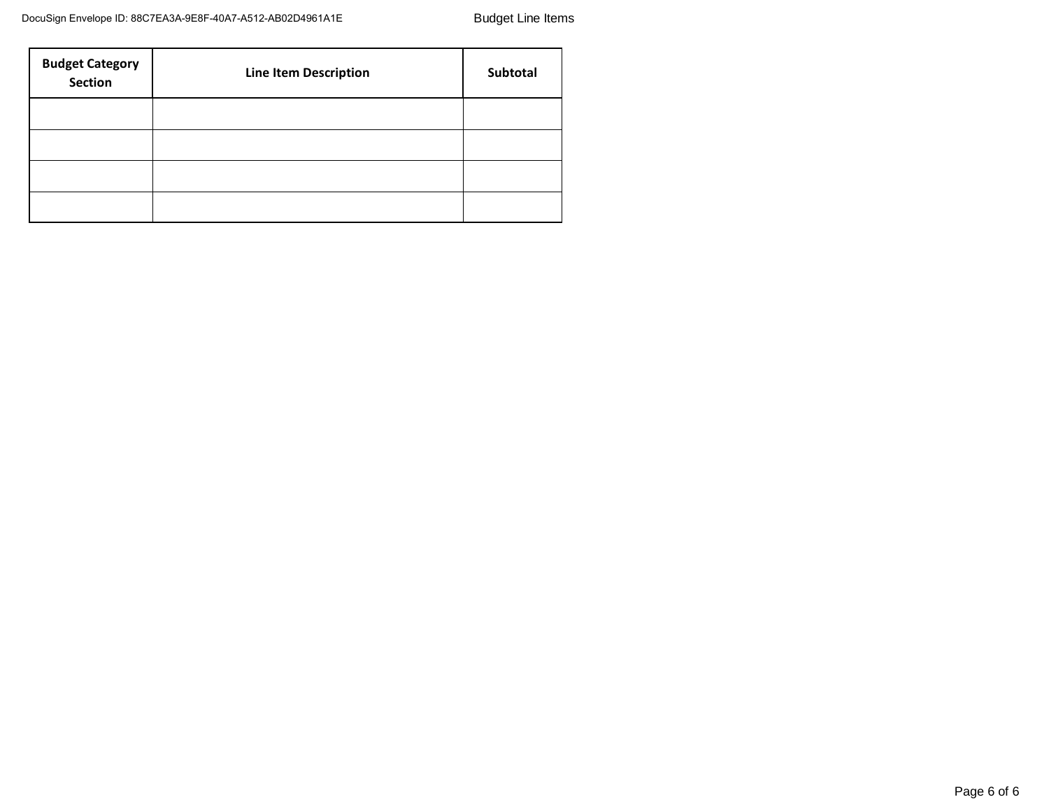| Budget Category Section | Line Item Description | Subtotal |
|---|---|---|
| | | |
| | | |
| | | |
| | | |